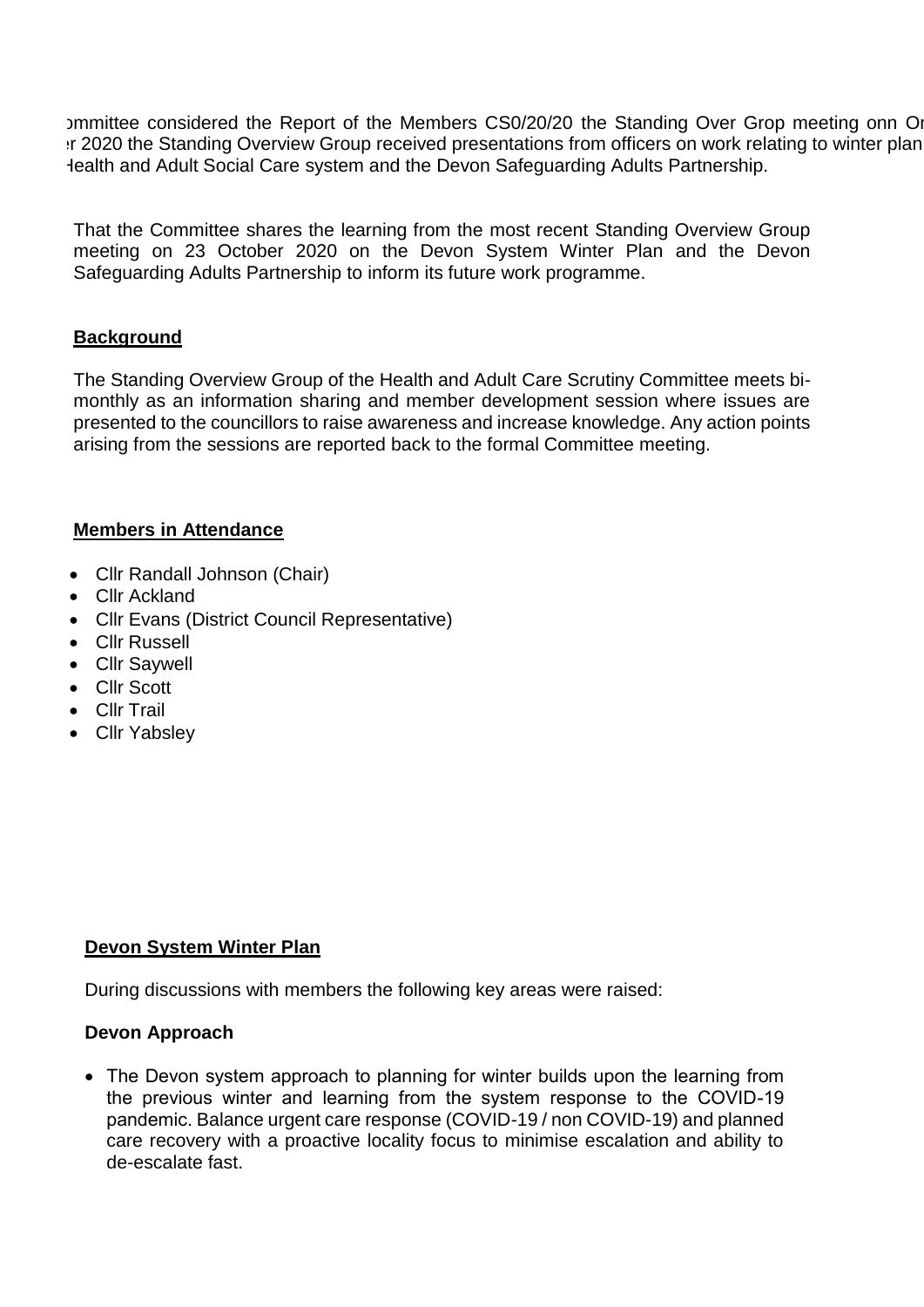ommittee considered the Report of the Members CS0/20/20 the Standing Over Grop meeting onn Or er 2020 the Standing Overview Group received presentations from officers on work relating to winter plan Health and Adult Social Care system and the Devon Safeguarding Adults Partnership.

That the Committee shares the learning from the most recent Standing Overview Group meeting on 23 October 2020 on the Devon System Winter Plan and the Devon Safeguarding Adults Partnership to inform its future work programme.

**Background**

The Standing Overview Group of the Health and Adult Care Scrutiny Committee meets bi-monthly as an information sharing and member development session where issues are presented to the councillors to raise awareness and increase knowledge. Any action points arising from the sessions are reported back to the formal Committee meeting.

**Members in Attendance**

- Cllr Randall Johnson (Chair)
- Cllr Ackland
- Cllr Evans (District Council Representative)
- Cllr Russell
- Cllr Saywell
- Cllr Scott
- Cllr Trail
- Cllr Yabsley

**Devon System Winter Plan**

During discussions with members the following key areas were raised:

**Devon Approach**

- The Devon system approach to planning for winter builds upon the learning from the previous winter and learning from the system response to the COVID-19 pandemic. Balance urgent care response (COVID-19 / non COVID-19) and planned care recovery with a proactive locality focus to minimise escalation and ability to de-escalate fast.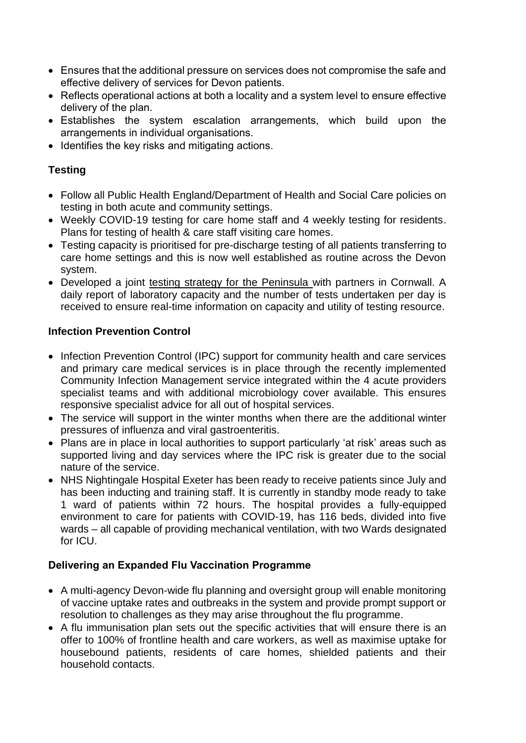- Ensures that the additional pressure on services does not compromise the safe and effective delivery of services for Devon patients.
- Reflects operational actions at both a locality and a system level to ensure effective delivery of the plan.
- Establishes the system escalation arrangements, which build upon the arrangements in individual organisations.
- Identifies the key risks and mitigating actions.

## Testing

- Follow all Public Health England/Department of Health and Social Care policies on testing in both acute and community settings.
- Weekly COVID-19 testing for care home staff and 4 weekly testing for residents. Plans for testing of health & care staff visiting care homes.
- Testing capacity is prioritised for pre-discharge testing of all patients transferring to care home settings and this is now well established as routine across the Devon system.
- Developed a joint testing strategy for the Peninsula with partners in Cornwall. A daily report of laboratory capacity and the number of tests undertaken per day is received to ensure real-time information on capacity and utility of testing resource.

## Infection Prevention Control

- Infection Prevention Control (IPC) support for community health and care services and primary care medical services is in place through the recently implemented Community Infection Management service integrated within the 4 acute providers specialist teams and with additional microbiology cover available. This ensures responsive specialist advice for all out of hospital services.
- The service will support in the winter months when there are the additional winter pressures of influenza and viral gastroenteritis.
- Plans are in place in local authorities to support particularly 'at risk' areas such as supported living and day services where the IPC risk is greater due to the social nature of the service.
- NHS Nightingale Hospital Exeter has been ready to receive patients since July and has been inducting and training staff. It is currently in standby mode ready to take 1 ward of patients within 72 hours. The hospital provides a fully-equipped environment to care for patients with COVID-19, has 116 beds, divided into five wards – all capable of providing mechanical ventilation, with two Wards designated for ICU.

## Delivering an Expanded Flu Vaccination Programme

- A multi-agency Devon-wide flu planning and oversight group will enable monitoring of vaccine uptake rates and outbreaks in the system and provide prompt support or resolution to challenges as they may arise throughout the flu programme.
- A flu immunisation plan sets out the specific activities that will ensure there is an offer to 100% of frontline health and care workers, as well as maximise uptake for housebound patients, residents of care homes, shielded patients and their household contacts.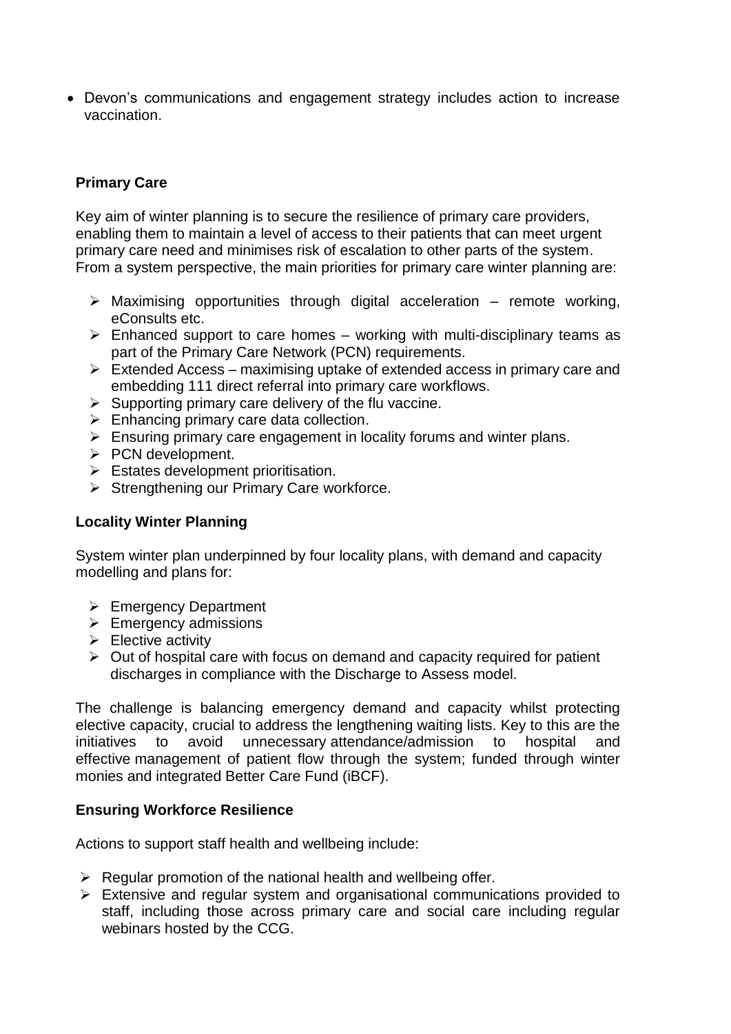- Devon's communications and engagement strategy includes action to increase vaccination.

**Primary Care**

Key aim of winter planning is to secure the resilience of primary care providers, enabling them to maintain a level of access to their patients that can meet urgent primary care need and minimises risk of escalation to other parts of the system. From a system perspective, the main priorities for primary care winter planning are:

- Maximising opportunities through digital acceleration – remote working, eConsults etc.
- Enhanced support to care homes – working with multi-disciplinary teams as part of the Primary Care Network (PCN) requirements.
- Extended Access – maximising uptake of extended access in primary care and embedding 111 direct referral into primary care workflows.
- Supporting primary care delivery of the flu vaccine.
- Enhancing primary care data collection.
- Ensuring primary care engagement in locality forums and winter plans.
- PCN development.
- Estates development prioritisation.
- Strengthening our Primary Care workforce.

**Locality Winter Planning**

System winter plan underpinned by four locality plans, with demand and capacity modelling and plans for:

- Emergency Department
- Emergency admissions
- Elective activity
- Out of hospital care with focus on demand and capacity required for patient discharges in compliance with the Discharge to Assess model.

The challenge is balancing emergency demand and capacity whilst protecting elective capacity, crucial to address the lengthening waiting lists. Key to this are the initiatives to avoid unnecessary attendance/admission to hospital and effective management of patient flow through the system; funded through winter monies and integrated Better Care Fund (iBCF).

**Ensuring Workforce Resilience**

Actions to support staff health and wellbeing include:

- Regular promotion of the national health and wellbeing offer.
- Extensive and regular system and organisational communications provided to staff, including those across primary care and social care including regular webinars hosted by the CCG.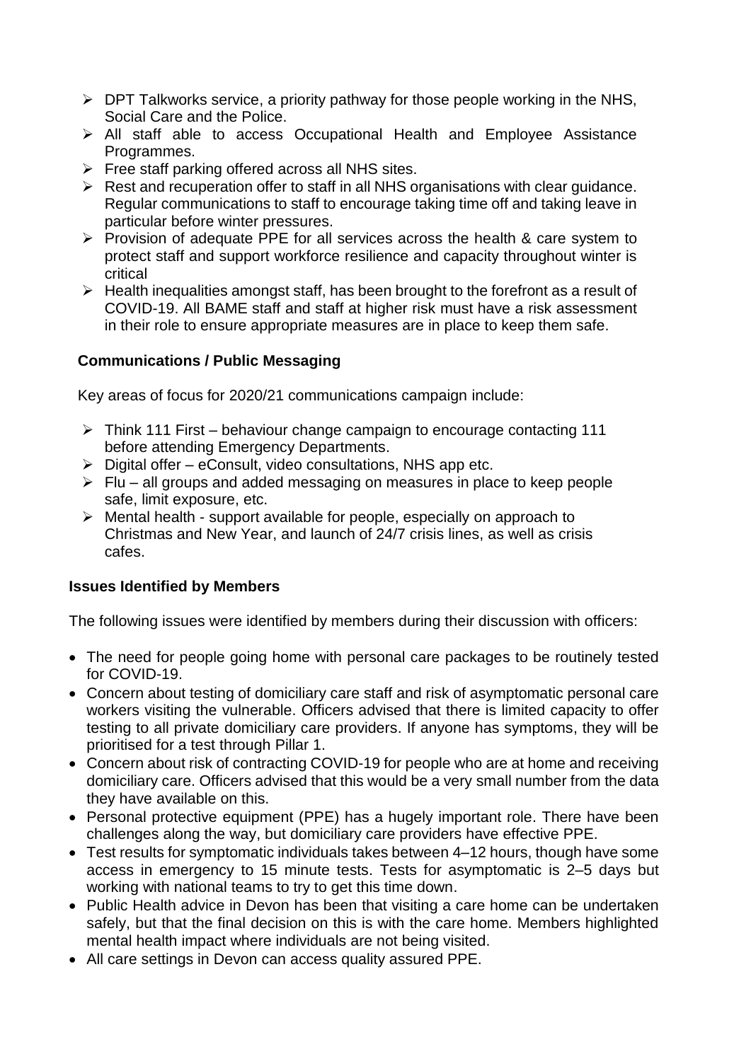- DPT Talkworks service, a priority pathway for those people working in the NHS, Social Care and the Police.
- All staff able to access Occupational Health and Employee Assistance Programmes.
- Free staff parking offered across all NHS sites.
- Rest and recuperation offer to staff in all NHS organisations with clear guidance. Regular communications to staff to encourage taking time off and taking leave in particular before winter pressures.
- Provision of adequate PPE for all services across the health & care system to protect staff and support workforce resilience and capacity throughout winter is critical
- Health inequalities amongst staff, has been brought to the forefront as a result of COVID-19. All BAME staff and staff at higher risk must have a risk assessment in their role to ensure appropriate measures are in place to keep them safe.

**Communications / Public Messaging**

Key areas of focus for 2020/21 communications campaign include:

- Think 111 First – behaviour change campaign to encourage contacting 111 before attending Emergency Departments.
- Digital offer – eConsult, video consultations, NHS app etc.
- Flu – all groups and added messaging on measures in place to keep people safe, limit exposure, etc.
- Mental health - support available for people, especially on approach to Christmas and New Year, and launch of 24/7 crisis lines, as well as crisis cafes.

**Issues Identified by Members**

The following issues were identified by members during their discussion with officers:

- The need for people going home with personal care packages to be routinely tested for COVID-19.
- Concern about testing of domiciliary care staff and risk of asymptomatic personal care workers visiting the vulnerable. Officers advised that there is limited capacity to offer testing to all private domiciliary care providers. If anyone has symptoms, they will be prioritised for a test through Pillar 1.
- Concern about risk of contracting COVID-19 for people who are at home and receiving domiciliary care. Officers advised that this would be a very small number from the data they have available on this.
- Personal protective equipment (PPE) has a hugely important role. There have been challenges along the way, but domiciliary care providers have effective PPE.
- Test results for symptomatic individuals takes between 4–12 hours, though have some access in emergency to 15 minute tests. Tests for asymptomatic is 2–5 days but working with national teams to try to get this time down.
- Public Health advice in Devon has been that visiting a care home can be undertaken safely, but that the final decision on this is with the care home. Members highlighted mental health impact where individuals are not being visited.
- All care settings in Devon can access quality assured PPE.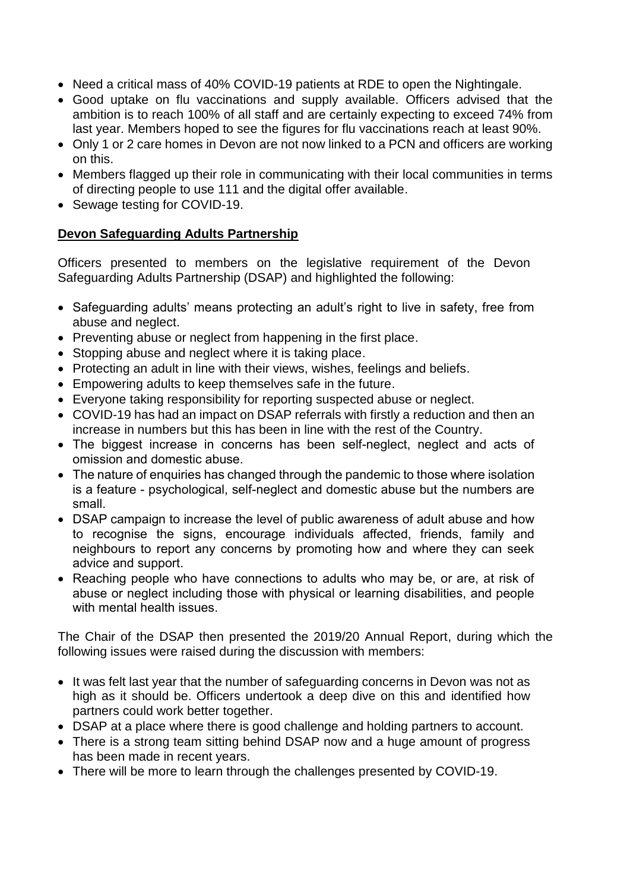- Need a critical mass of 40% COVID-19 patients at RDE to open the Nightingale.
- Good uptake on flu vaccinations and supply available. Officers advised that the ambition is to reach 100% of all staff and are certainly expecting to exceed 74% from last year. Members hoped to see the figures for flu vaccinations reach at least 90%.
- Only 1 or 2 care homes in Devon are not now linked to a PCN and officers are working on this.
- Members flagged up their role in communicating with their local communities in terms of directing people to use 111 and the digital offer available.
- Sewage testing for COVID-19.

**Devon Safeguarding Adults Partnership**

Officers presented to members on the legislative requirement of the Devon Safeguarding Adults Partnership (DSAP) and highlighted the following:

- Safeguarding adults' means protecting an adult's right to live in safety, free from abuse and neglect.
- Preventing abuse or neglect from happening in the first place.
- Stopping abuse and neglect where it is taking place.
- Protecting an adult in line with their views, wishes, feelings and beliefs.
- Empowering adults to keep themselves safe in the future.
- Everyone taking responsibility for reporting suspected abuse or neglect.
- COVID-19 has had an impact on DSAP referrals with firstly a reduction and then an increase in numbers but this has been in line with the rest of the Country.
- The biggest increase in concerns has been self-neglect, neglect and acts of omission and domestic abuse.
- The nature of enquiries has changed through the pandemic to those where isolation is a feature - psychological, self-neglect and domestic abuse but the numbers are small.
- DSAP campaign to increase the level of public awareness of adult abuse and how to recognise the signs, encourage individuals affected, friends, family and neighbours to report any concerns by promoting how and where they can seek advice and support.
- Reaching people who have connections to adults who may be, or are, at risk of abuse or neglect including those with physical or learning disabilities, and people with mental health issues.

The Chair of the DSAP then presented the 2019/20 Annual Report, during which the following issues were raised during the discussion with members:

- It was felt last year that the number of safeguarding concerns in Devon was not as high as it should be. Officers undertook a deep dive on this and identified how partners could work better together.
- DSAP at a place where there is good challenge and holding partners to account.
- There is a strong team sitting behind DSAP now and a huge amount of progress has been made in recent years.
- There will be more to learn through the challenges presented by COVID-19.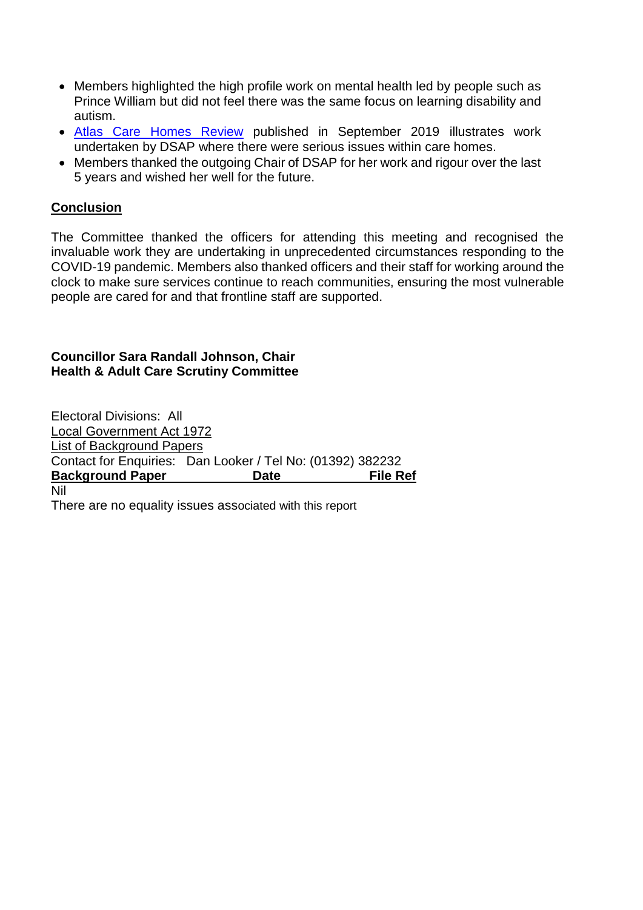- Members highlighted the high profile work on mental health led by people such as Prince William but did not feel there was the same focus on learning disability and autism.
- Atlas Care Homes Review published in September 2019 illustrates work undertaken by DSAP where there were serious issues within care homes.
- Members thanked the outgoing Chair of DSAP for her work and rigour over the last 5 years and wished her well for the future.

## Conclusion

The Committee thanked the officers for attending this meeting and recognised the invaluable work they are undertaking in unprecedented circumstances responding to the COVID-19 pandemic. Members also thanked officers and their staff for working around the clock to make sure services continue to reach communities, ensuring the most vulnerable people are cared for and that frontline staff are supported.

**Councillor Sara Randall Johnson, Chair**
**Health & Adult Care Scrutiny Committee**

Electoral Divisions: All
Local Government Act 1972
List of Background Papers
Contact for Enquiries: Dan Looker / Tel No: (01392) 382232

| Background Paper | Date | File Ref |
|---|---|---|
| Nil | | |

There are no equality issues associated with this report